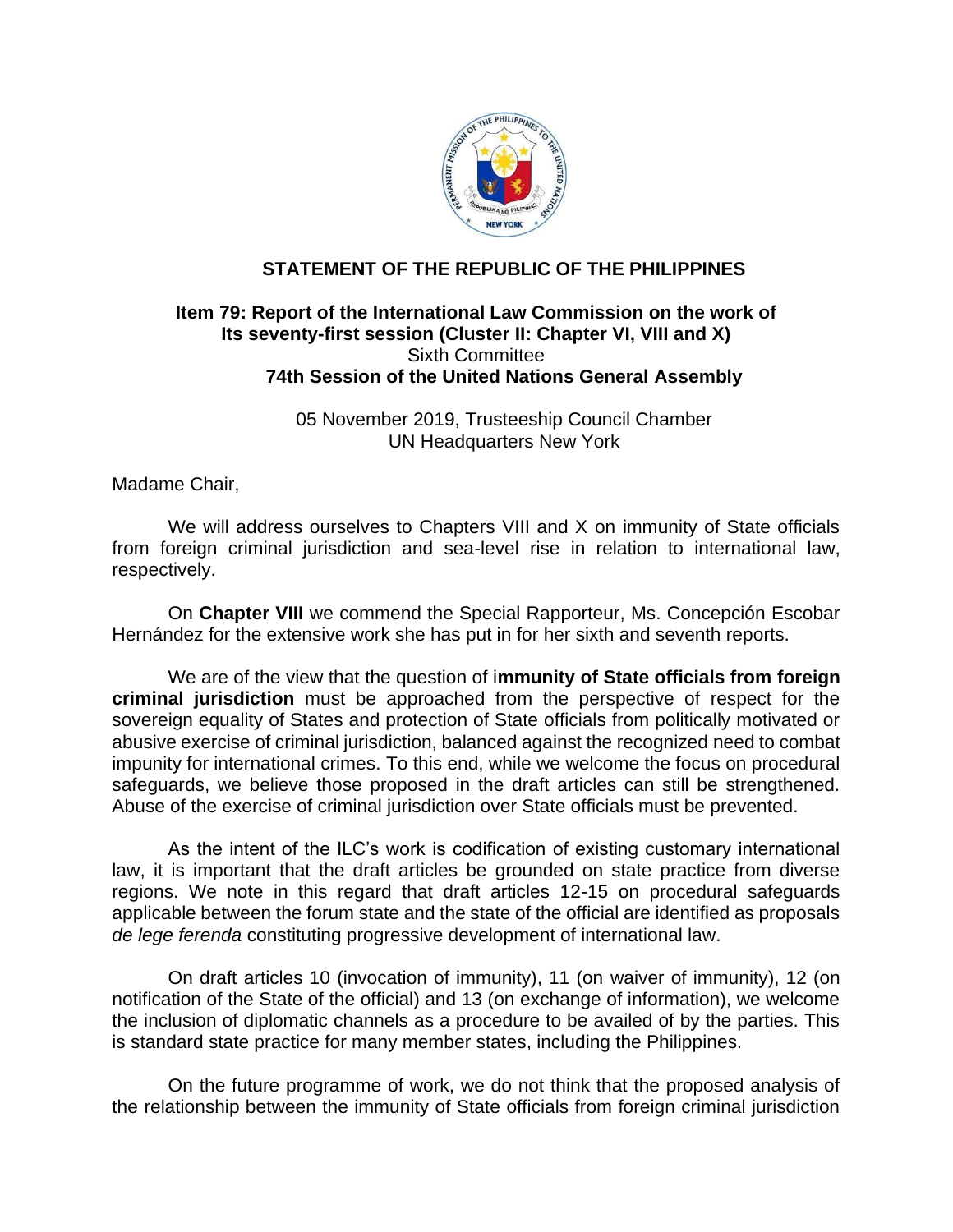## STATEMENT OF THE REPUBLIC OF THE PHILIPPINES

### Item 79: Report of the International Law Commission on the work of Its seventy-first session (Cluster II: Chapter VI, VIII and X)

Sixth Committee

**74th Session of the United Nations General Assembly**

05 November 2019, Trusteeship Council Chamber
UN Headquarters New York

Madame Chair,

We will address ourselves to Chapters VIII and X on immunity of State officials from foreign criminal jurisdiction and sea-level rise in relation to international law, respectively.

On **Chapter VIII** we commend the Special Rapporteur, Ms. Concepción Escobar Hernández for the extensive work she has put in for her sixth and seventh reports.

We are of the view that the question of i**mmunity of State officials from foreign criminal jurisdiction** must be approached from the perspective of respect for the sovereign equality of States and protection of State officials from politically motivated or abusive exercise of criminal jurisdiction, balanced against the recognized need to combat impunity for international crimes. To this end, while we welcome the focus on procedural safeguards, we believe those proposed in the draft articles can still be strengthened. Abuse of the exercise of criminal jurisdiction over State officials must be prevented.

As the intent of the ILC's work is codification of existing customary international law, it is important that the draft articles be grounded on state practice from diverse regions. We note in this regard that draft articles 12-15 on procedural safeguards applicable between the forum state and the state of the official are identified as proposals *de lege ferenda* constituting progressive development of international law.

On draft articles 10 (invocation of immunity), 11 (on waiver of immunity), 12 (on notification of the State of the official) and 13 (on exchange of information), we welcome the inclusion of diplomatic channels as a procedure to be availed of by the parties. This is standard state practice for many member states, including the Philippines.

On the future programme of work, we do not think that the proposed analysis of the relationship between the immunity of State officials from foreign criminal jurisdiction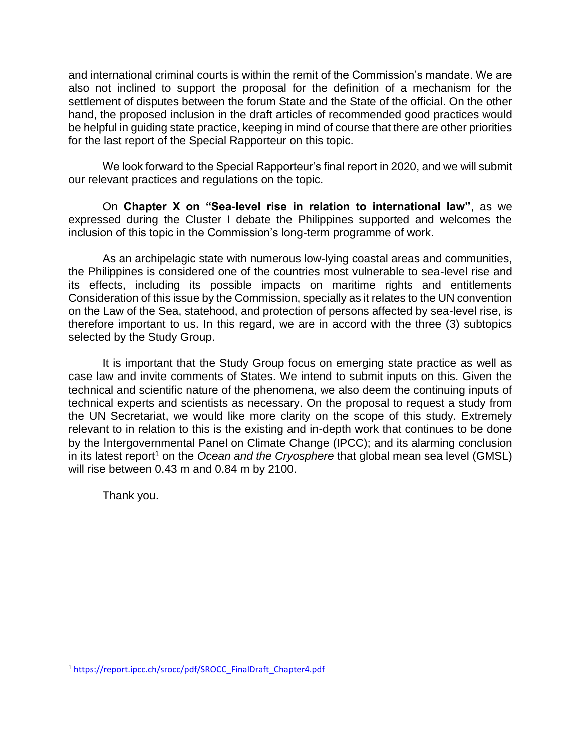and international criminal courts is within the remit of the Commission's mandate. We are also not inclined to support the proposal for the definition of a mechanism for the settlement of disputes between the forum State and the State of the official. On the other hand, the proposed inclusion in the draft articles of recommended good practices would be helpful in guiding state practice, keeping in mind of course that there are other priorities for the last report of the Special Rapporteur on this topic.

We look forward to the Special Rapporteur's final report in 2020, and we will submit our relevant practices and regulations on the topic.

On **Chapter X on "Sea-level rise in relation to international law"**, as we expressed during the Cluster I debate the Philippines supported and welcomes the inclusion of this topic in the Commission's long-term programme of work.

As an archipelagic state with numerous low-lying coastal areas and communities, the Philippines is considered one of the countries most vulnerable to sea-level rise and its effects, including its possible impacts on maritime rights and entitlements Consideration of this issue by the Commission, specially as it relates to the UN convention on the Law of the Sea, statehood, and protection of persons affected by sea-level rise, is therefore important to us. In this regard, we are in accord with the three (3) subtopics selected by the Study Group.

It is important that the Study Group focus on emerging state practice as well as case law and invite comments of States. We intend to submit inputs on this. Given the technical and scientific nature of the phenomena, we also deem the continuing inputs of technical experts and scientists as necessary. On the proposal to request a study from the UN Secretariat, we would like more clarity on the scope of this study. Extremely relevant to in relation to this is the existing and in-depth work that continues to be done by the Intergovernmental Panel on Climate Change (IPCC); and its alarming conclusion in its latest report[1] on the *Ocean and the Cryosphere* that global mean sea level (GMSL) will rise between 0.43 m and 0.84 m by 2100.

Thank you.

---

[1] https://report.ipcc.ch/srocc/pdf/SROCC_FinalDraft_Chapter4.pdf